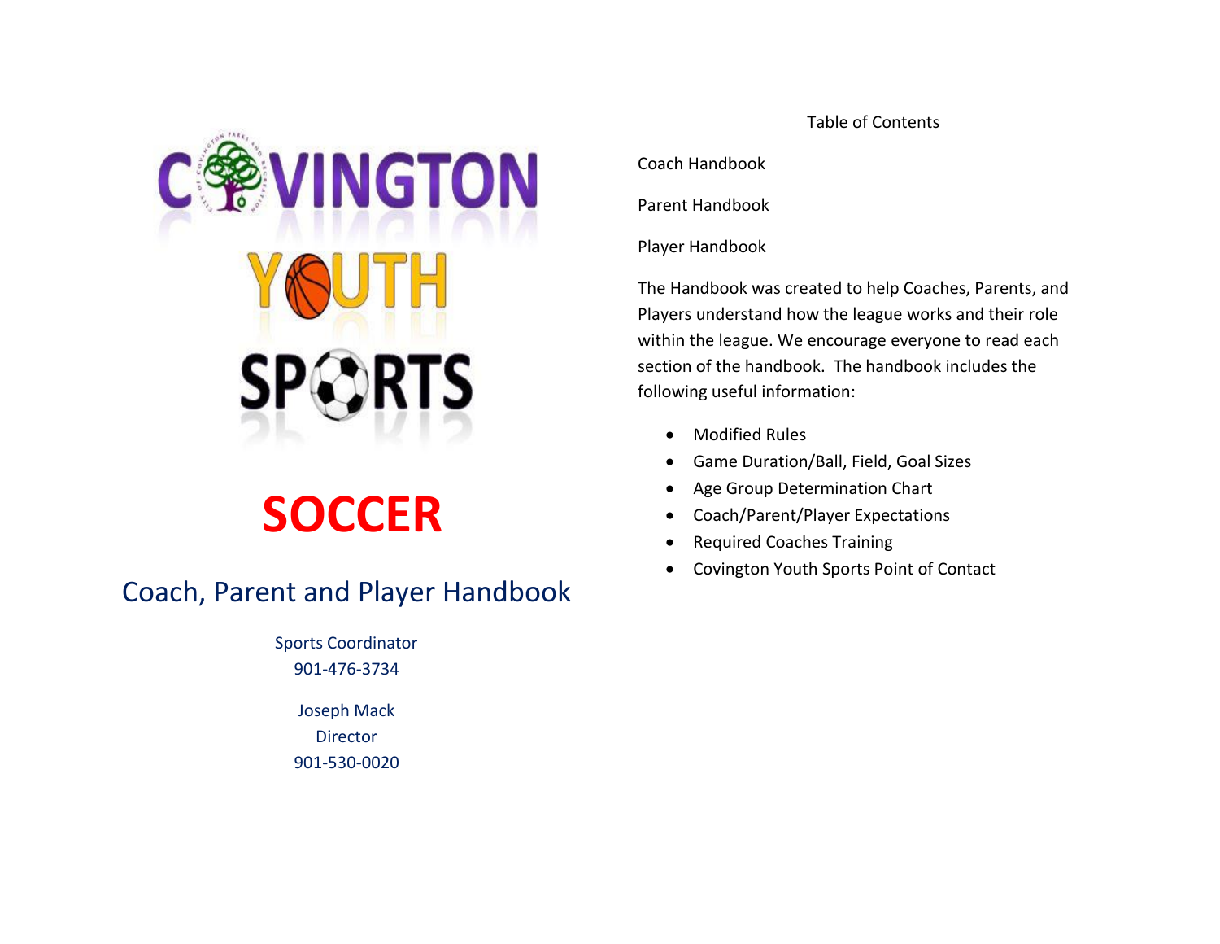# COVINGTON YOUTH SPORTS

# SOCCER

## Coach, Parent and Player Handbook

Sports Coordinator
901-476-3734

Joseph Mack
Director
901-530-0020

Table of Contents

Coach Handbook

Parent Handbook

Player Handbook

The Handbook was created to help Coaches, Parents, and Players understand how the league works and their role within the league. We encourage everyone to read each section of the handbook. The handbook includes the following useful information:

- Modified Rules
- Game Duration/Ball, Field, Goal Sizes
- Age Group Determination Chart
- Coach/Parent/Player Expectations
- Required Coaches Training
- Covington Youth Sports Point of Contact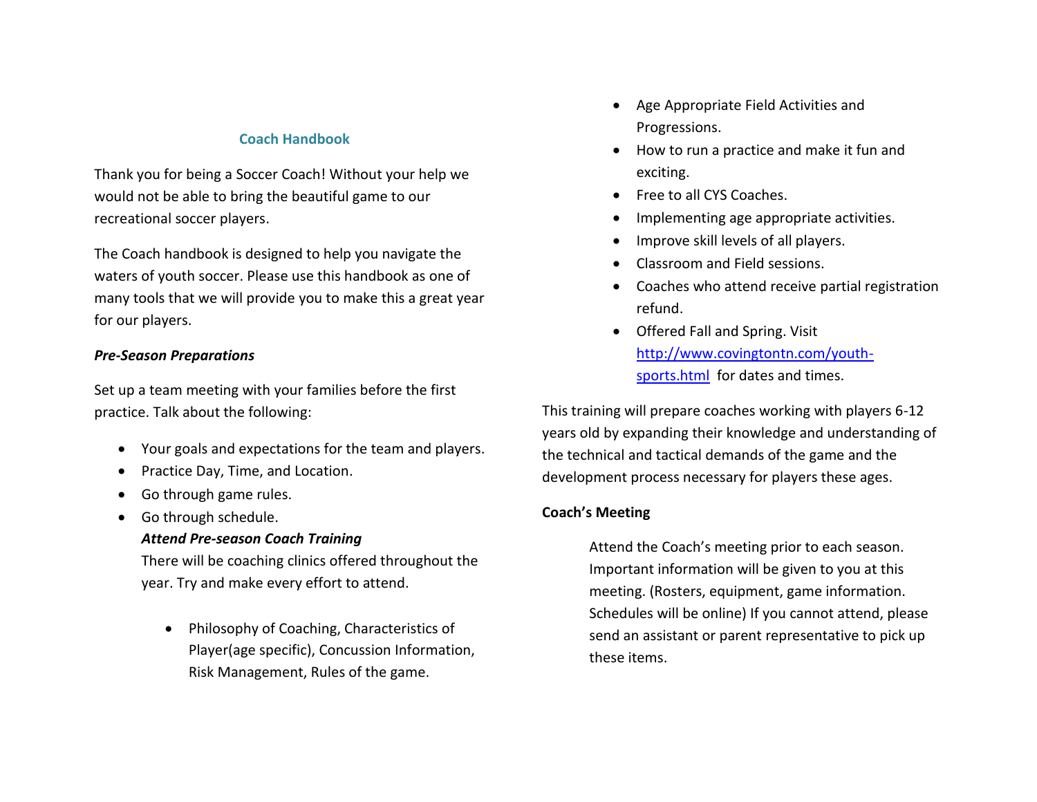## Coach Handbook

Thank you for being a Soccer Coach! Without your help we would not be able to bring the beautiful game to our recreational soccer players.

The Coach handbook is designed to help you navigate the waters of youth soccer. Please use this handbook as one of many tools that we will provide you to make this a great year for our players.

***Pre-Season Preparations***

Set up a team meeting with your families before the first practice. Talk about the following:

- Your goals and expectations for the team and players.
- Practice Day, Time, and Location.
- Go through game rules.
- Go through schedule.

***Attend Pre-season Coach Training***

There will be coaching clinics offered throughout the year. Try and make every effort to attend.

- Philosophy of Coaching, Characteristics of Player(age specific), Concussion Information, Risk Management, Rules of the game.
- Age Appropriate Field Activities and Progressions.
- How to run a practice and make it fun and exciting.
- Free to all CYS Coaches.
- Implementing age appropriate activities.
- Improve skill levels of all players.
- Classroom and Field sessions.
- Coaches who attend receive partial registration refund.
- Offered Fall and Spring. Visit [http://www.covingtontn.com/youth-sports.html](http://www.covingtontn.com/youth-sports.html) for dates and times.

This training will prepare coaches working with players 6-12 years old by expanding their knowledge and understanding of the technical and tactical demands of the game and the development process necessary for players these ages.

**Coach's Meeting**

Attend the Coach's meeting prior to each season. Important information will be given to you at this meeting. (Rosters, equipment, game information. Schedules will be online) If you cannot attend, please send an assistant or parent representative to pick up these items.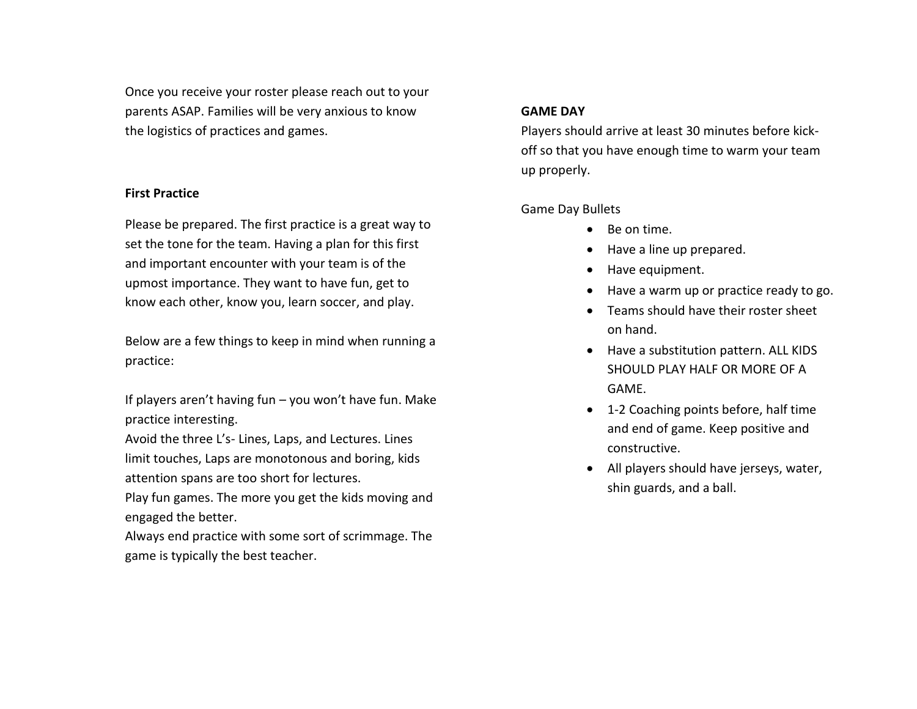Once you receive your roster please reach out to your parents ASAP. Families will be very anxious to know the logistics of practices and games.

**First Practice**

Please be prepared. The first practice is a great way to set the tone for the team. Having a plan for this first and important encounter with your team is of the upmost importance. They want to have fun, get to know each other, know you, learn soccer, and play.

Below are a few things to keep in mind when running a practice:

If players aren't having fun – you won't have fun. Make practice interesting.
Avoid the three L's- Lines, Laps, and Lectures. Lines limit touches, Laps are monotonous and boring, kids attention spans are too short for lectures.
Play fun games. The more you get the kids moving and engaged the better.
Always end practice with some sort of scrimmage. The game is typically the best teacher.

**GAME DAY**
Players should arrive at least 30 minutes before kick-off so that you have enough time to warm your team up properly.

Game Day Bullets

- Be on time.
- Have a line up prepared.
- Have equipment.
- Have a warm up or practice ready to go.
- Teams should have their roster sheet on hand.
- Have a substitution pattern. ALL KIDS SHOULD PLAY HALF OR MORE OF A GAME.
- 1-2 Coaching points before, half time and end of game. Keep positive and constructive.
- All players should have jerseys, water, shin guards, and a ball.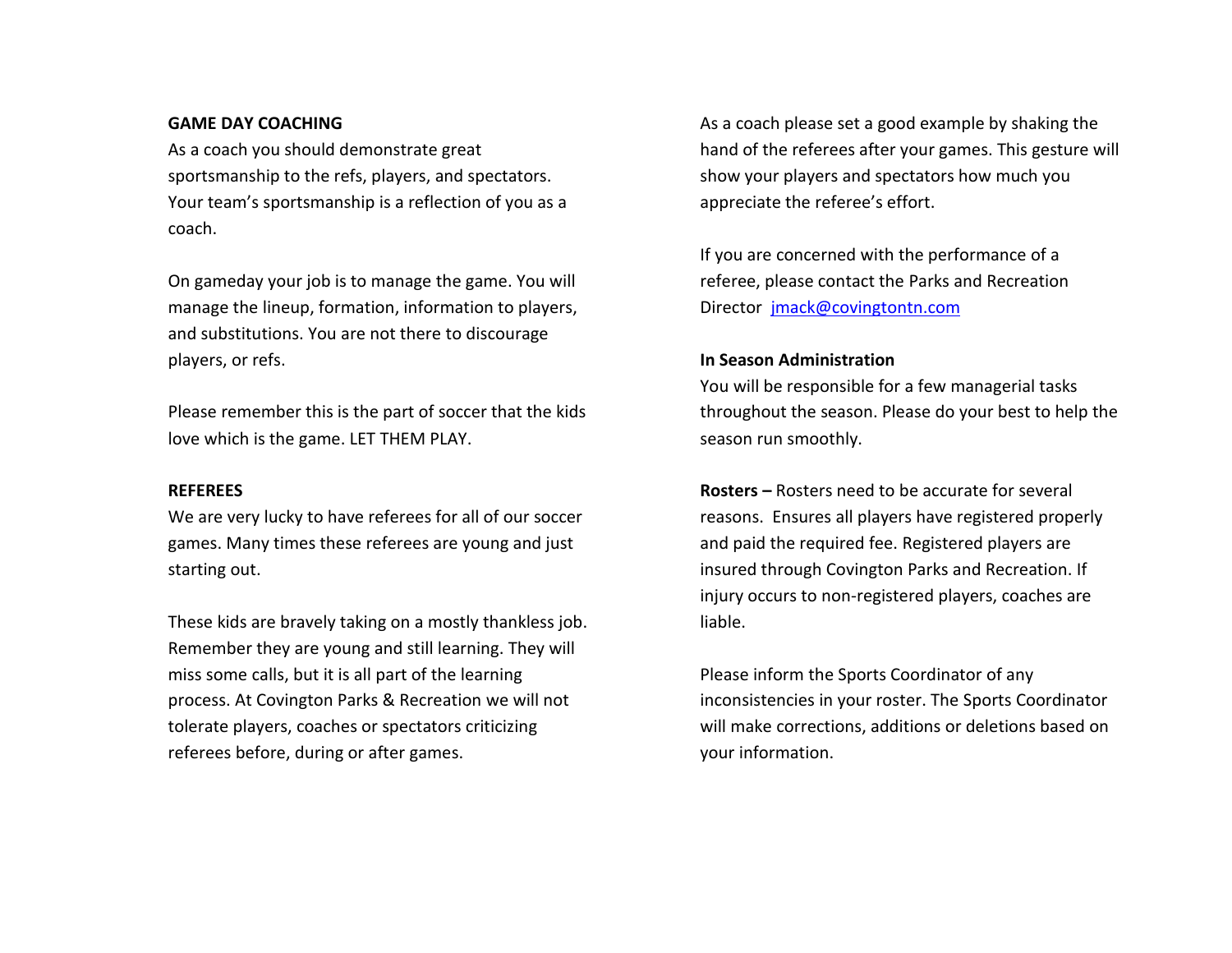**GAME DAY COACHING**

As a coach you should demonstrate great sportsmanship to the refs, players, and spectators. Your team's sportsmanship is a reflection of you as a coach.

On gameday your job is to manage the game. You will manage the lineup, formation, information to players, and substitutions. You are not there to discourage players, or refs.

Please remember this is the part of soccer that the kids love which is the game. LET THEM PLAY.

**REFEREES**

We are very lucky to have referees for all of our soccer games. Many times these referees are young and just starting out.

These kids are bravely taking on a mostly thankless job. Remember they are young and still learning. They will miss some calls, but it is all part of the learning process. At Covington Parks & Recreation we will not tolerate players, coaches or spectators criticizing referees before, during or after games.

As a coach please set a good example by shaking the hand of the referees after your games. This gesture will show your players and spectators how much you appreciate the referee's effort.

If you are concerned with the performance of a referee, please contact the Parks and Recreation Director [jmack@covingtontn.com](mailto:jmack@covingtontn.com)

**In Season Administration**

You will be responsible for a few managerial tasks throughout the season. Please do your best to help the season run smoothly.

**Rosters –** Rosters need to be accurate for several reasons. Ensures all players have registered properly and paid the required fee. Registered players are insured through Covington Parks and Recreation. If injury occurs to non-registered players, coaches are liable.

Please inform the Sports Coordinator of any inconsistencies in your roster. The Sports Coordinator will make corrections, additions or deletions based on your information.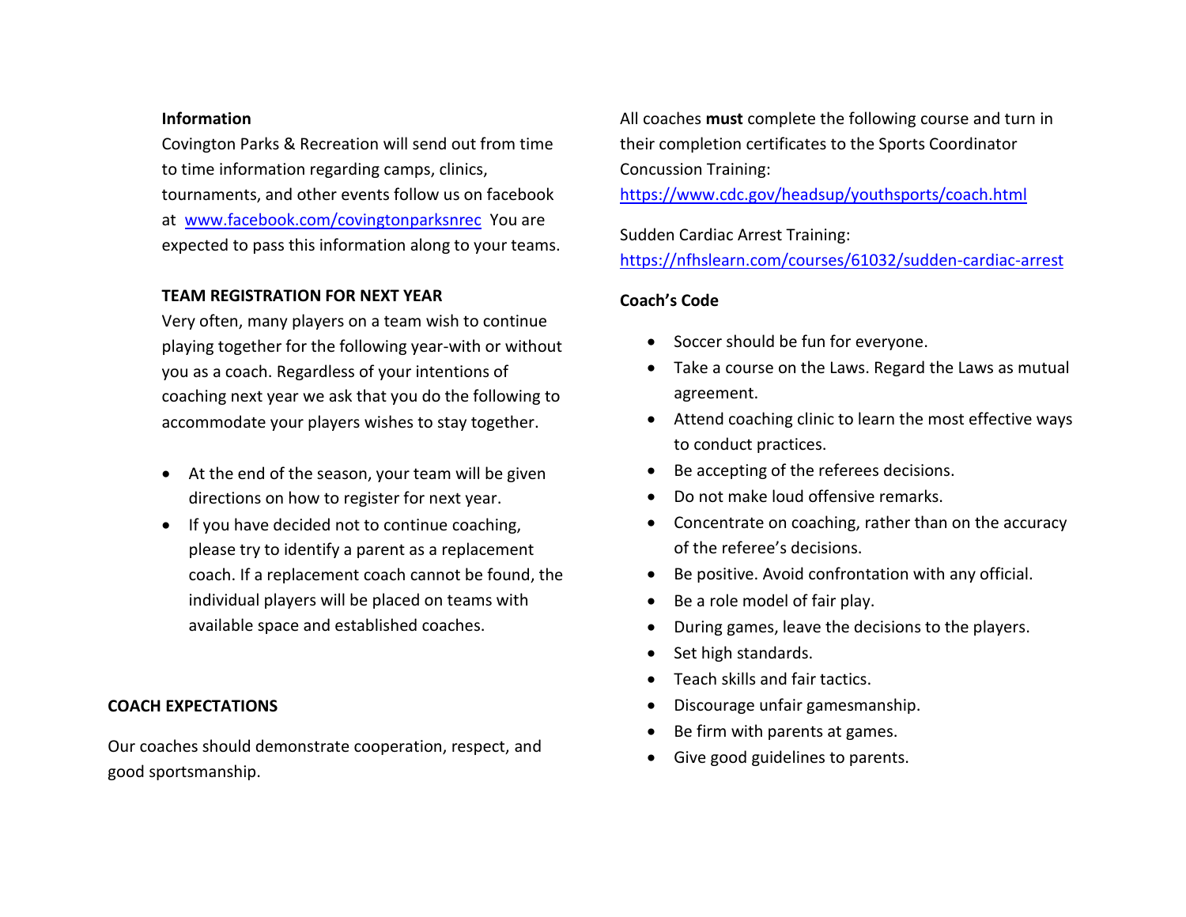**Information**

Covington Parks & Recreation will send out from time to time information regarding camps, clinics, tournaments, and other events follow us on facebook at [www.facebook.com/covingtonparksnrec](http://www.facebook.com/covingtonparksnrec) You are expected to pass this information along to your teams.

**TEAM REGISTRATION FOR NEXT YEAR**

Very often, many players on a team wish to continue playing together for the following year-with or without you as a coach. Regardless of your intentions of coaching next year we ask that you do the following to accommodate your players wishes to stay together.

- At the end of the season, your team will be given directions on how to register for next year.
- If you have decided not to continue coaching, please try to identify a parent as a replacement coach. If a replacement coach cannot be found, the individual players will be placed on teams with available space and established coaches.

**COACH EXPECTATIONS**

Our coaches should demonstrate cooperation, respect, and good sportsmanship.

All coaches **must** complete the following course and turn in their completion certificates to the Sports Coordinator

Concussion Training:
[https://www.cdc.gov/headsup/youthsports/coach.html](https://www.cdc.gov/headsup/youthsports/coach.html)

Sudden Cardiac Arrest Training:
[https://nfhslearn.com/courses/61032/sudden-cardiac-arrest](https://nfhslearn.com/courses/61032/sudden-cardiac-arrest)

**Coach's Code**

- Soccer should be fun for everyone.
- Take a course on the Laws. Regard the Laws as mutual agreement.
- Attend coaching clinic to learn the most effective ways to conduct practices.
- Be accepting of the referees decisions.
- Do not make loud offensive remarks.
- Concentrate on coaching, rather than on the accuracy of the referee's decisions.
- Be positive. Avoid confrontation with any official.
- Be a role model of fair play.
- During games, leave the decisions to the players.
- Set high standards.
- Teach skills and fair tactics.
- Discourage unfair gamesmanship.
- Be firm with parents at games.
- Give good guidelines to parents.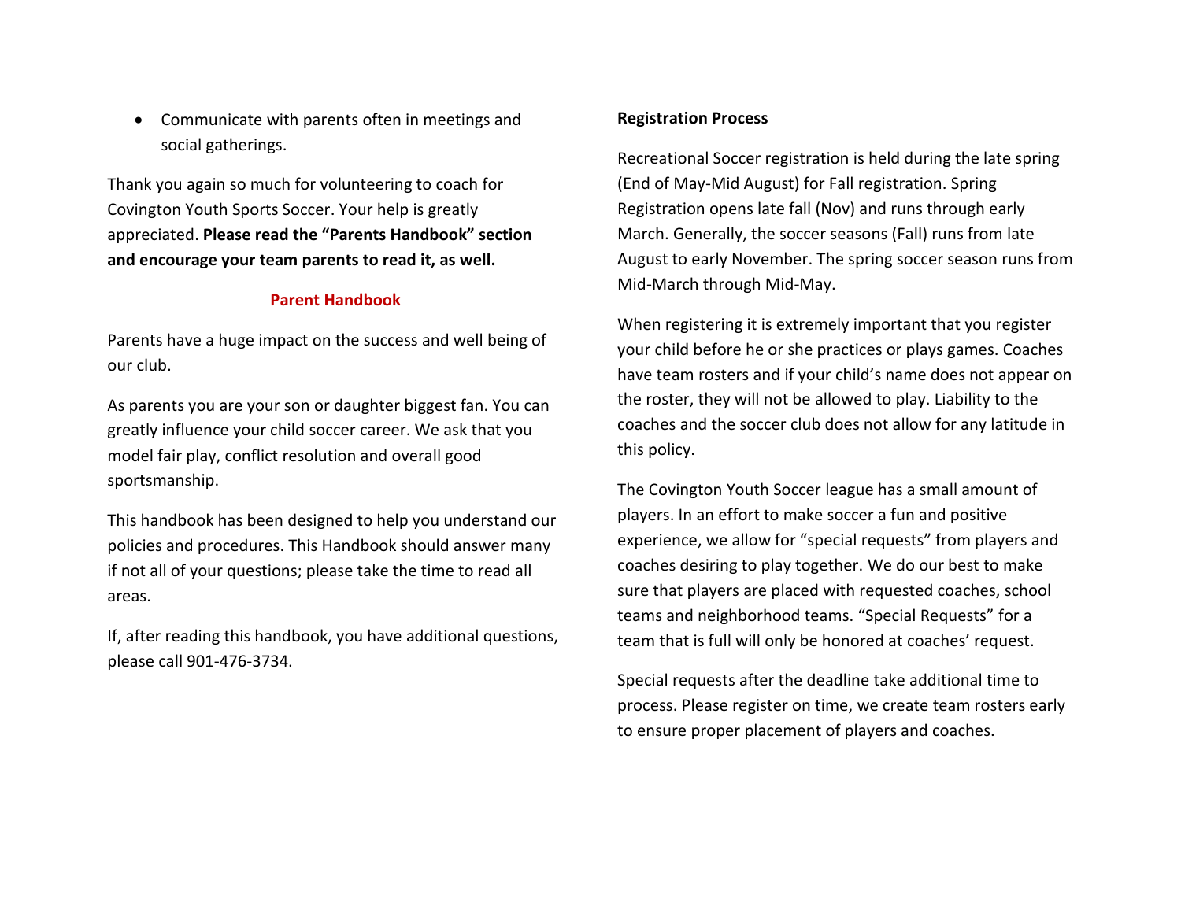- Communicate with parents often in meetings and social gatherings.

Thank you again so much for volunteering to coach for Covington Youth Sports Soccer. Your help is greatly appreciated. **Please read the "Parents Handbook" section and encourage your team parents to read it, as well.**

## Parent Handbook

Parents have a huge impact on the success and well being of our club.

As parents you are your son or daughter biggest fan. You can greatly influence your child soccer career. We ask that you model fair play, conflict resolution and overall good sportsmanship.

This handbook has been designed to help you understand our policies and procedures. This Handbook should answer many if not all of your questions; please take the time to read all areas.

If, after reading this handbook, you have additional questions, please call 901-476-3734.

**Registration Process**

Recreational Soccer registration is held during the late spring (End of May-Mid August) for Fall registration. Spring Registration opens late fall (Nov) and runs through early March. Generally, the soccer seasons (Fall) runs from late August to early November. The spring soccer season runs from Mid-March through Mid-May.

When registering it is extremely important that you register your child before he or she practices or plays games. Coaches have team rosters and if your child's name does not appear on the roster, they will not be allowed to play. Liability to the coaches and the soccer club does not allow for any latitude in this policy.

The Covington Youth Soccer league has a small amount of players. In an effort to make soccer a fun and positive experience, we allow for "special requests" from players and coaches desiring to play together. We do our best to make sure that players are placed with requested coaches, school teams and neighborhood teams. "Special Requests" for a team that is full will only be honored at coaches' request.

Special requests after the deadline take additional time to process. Please register on time, we create team rosters early to ensure proper placement of players and coaches.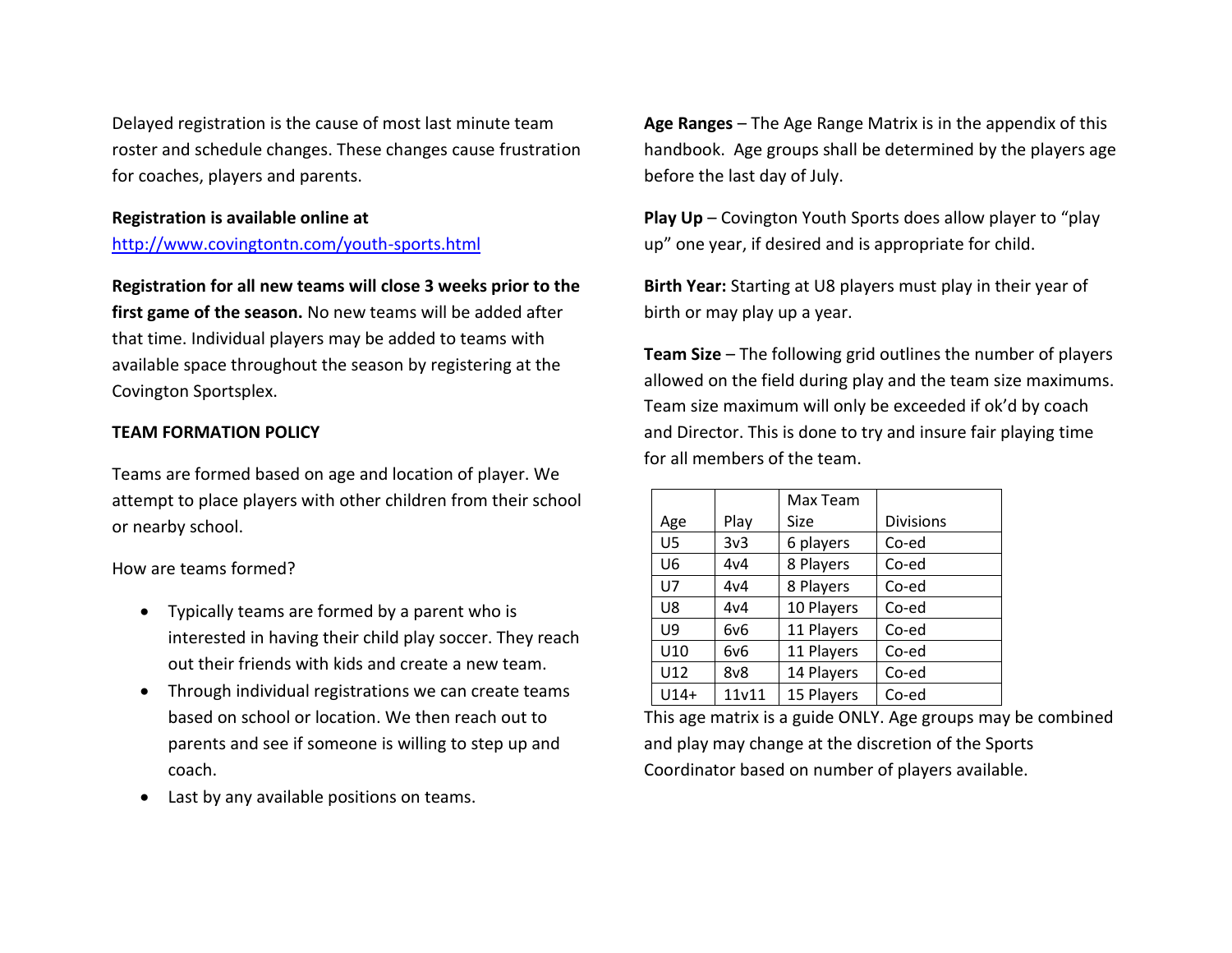Delayed registration is the cause of most last minute team roster and schedule changes. These changes cause frustration for coaches, players and parents.

**Registration is available online at**
http://www.covingtontn.com/youth-sports.html

**Registration for all new teams will close 3 weeks prior to the first game of the season.** No new teams will be added after that time. Individual players may be added to teams with available space throughout the season by registering at the Covington Sportsplex.

**TEAM FORMATION POLICY**

Teams are formed based on age and location of player. We attempt to place players with other children from their school or nearby school.

How are teams formed?

- Typically teams are formed by a parent who is interested in having their child play soccer. They reach out their friends with kids and create a new team.
- Through individual registrations we can create teams based on school or location. We then reach out to parents and see if someone is willing to step up and coach.
- Last by any available positions on teams.

**Age Ranges** – The Age Range Matrix is in the appendix of this handbook. Age groups shall be determined by the players age before the last day of July.

**Play Up** – Covington Youth Sports does allow player to "play up" one year, if desired and is appropriate for child.

**Birth Year:** Starting at U8 players must play in their year of birth or may play up a year.

**Team Size** – The following grid outlines the number of players allowed on the field during play and the team size maximums. Team size maximum will only be exceeded if ok'd by coach and Director. This is done to try and insure fair playing time for all members of the team.

| Age | Play | Max Team Size | Divisions |
|---|---|---|---|
| U5 | 3v3 | 6 players | Co-ed |
| U6 | 4v4 | 8 Players | Co-ed |
| U7 | 4v4 | 8 Players | Co-ed |
| U8 | 4v4 | 10 Players | Co-ed |
| U9 | 6v6 | 11 Players | Co-ed |
| U10 | 6v6 | 11 Players | Co-ed |
| U12 | 8v8 | 14 Players | Co-ed |
| U14+ | 11v11 | 15 Players | Co-ed |

This age matrix is a guide ONLY. Age groups may be combined and play may change at the discretion of the Sports Coordinator based on number of players available.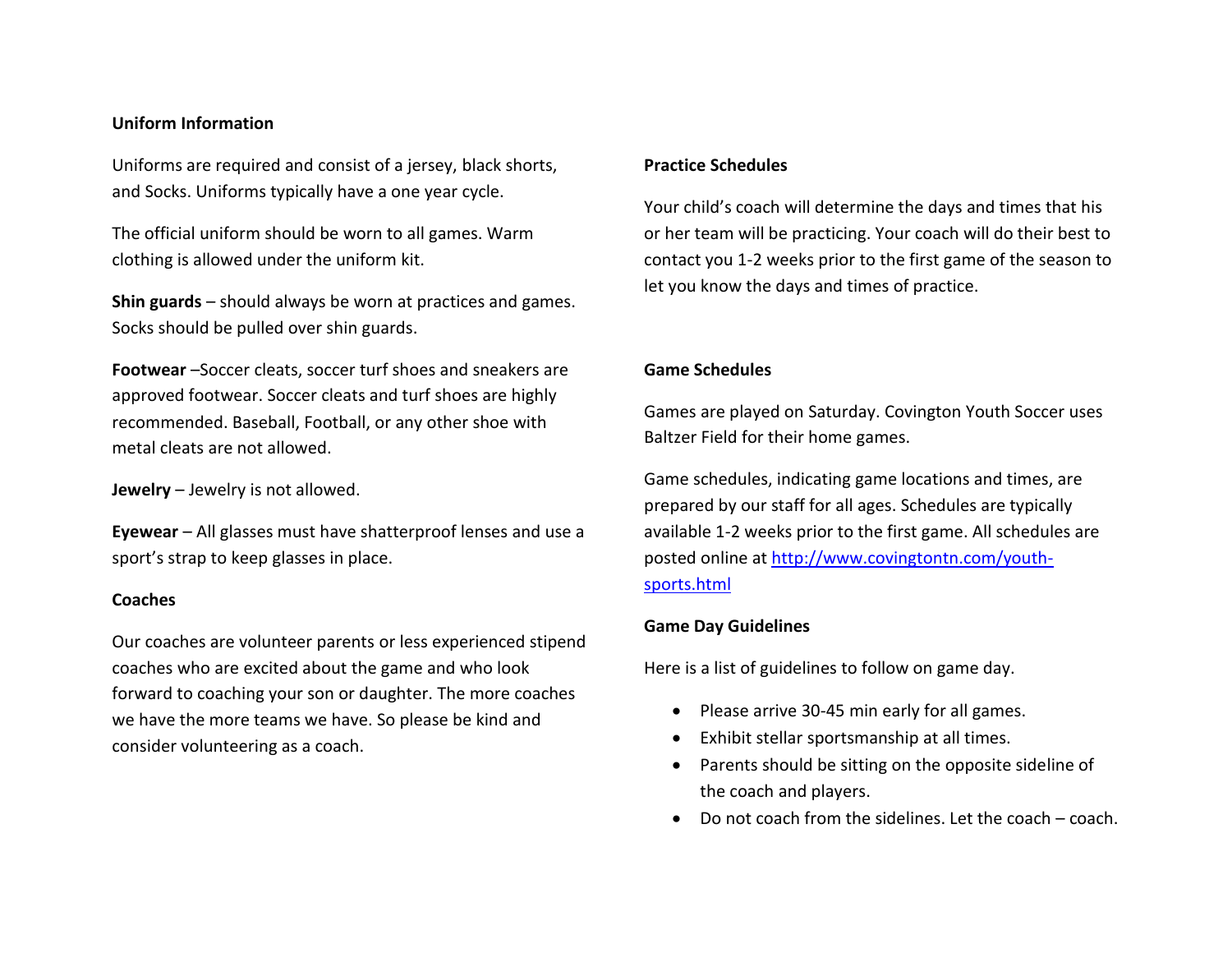**Uniform Information**

Uniforms are required and consist of a jersey, black shorts, and Socks. Uniforms typically have a one year cycle.

The official uniform should be worn to all games. Warm clothing is allowed under the uniform kit.

**Shin guards** – should always be worn at practices and games. Socks should be pulled over shin guards.

**Footwear** –Soccer cleats, soccer turf shoes and sneakers are approved footwear. Soccer cleats and turf shoes are highly recommended. Baseball, Football, or any other shoe with metal cleats are not allowed.

**Jewelry** – Jewelry is not allowed.

**Eyewear** – All glasses must have shatterproof lenses and use a sport's strap to keep glasses in place.

**Coaches**

Our coaches are volunteer parents or less experienced stipend coaches who are excited about the game and who look forward to coaching your son or daughter. The more coaches we have the more teams we have. So please be kind and consider volunteering as a coach.

**Practice Schedules**

Your child's coach will determine the days and times that his or her team will be practicing. Your coach will do their best to contact you 1-2 weeks prior to the first game of the season to let you know the days and times of practice.

**Game Schedules**

Games are played on Saturday. Covington Youth Soccer uses Baltzer Field for their home games.

Game schedules, indicating game locations and times, are prepared by our staff for all ages. Schedules are typically available 1-2 weeks prior to the first game. All schedules are posted online at [http://www.covingtontn.com/youth-sports.html](http://www.covingtontn.com/youth-sports.html)

**Game Day Guidelines**

Here is a list of guidelines to follow on game day.

- Please arrive 30-45 min early for all games.
- Exhibit stellar sportsmanship at all times.
- Parents should be sitting on the opposite sideline of the coach and players.
- Do not coach from the sidelines. Let the coach – coach.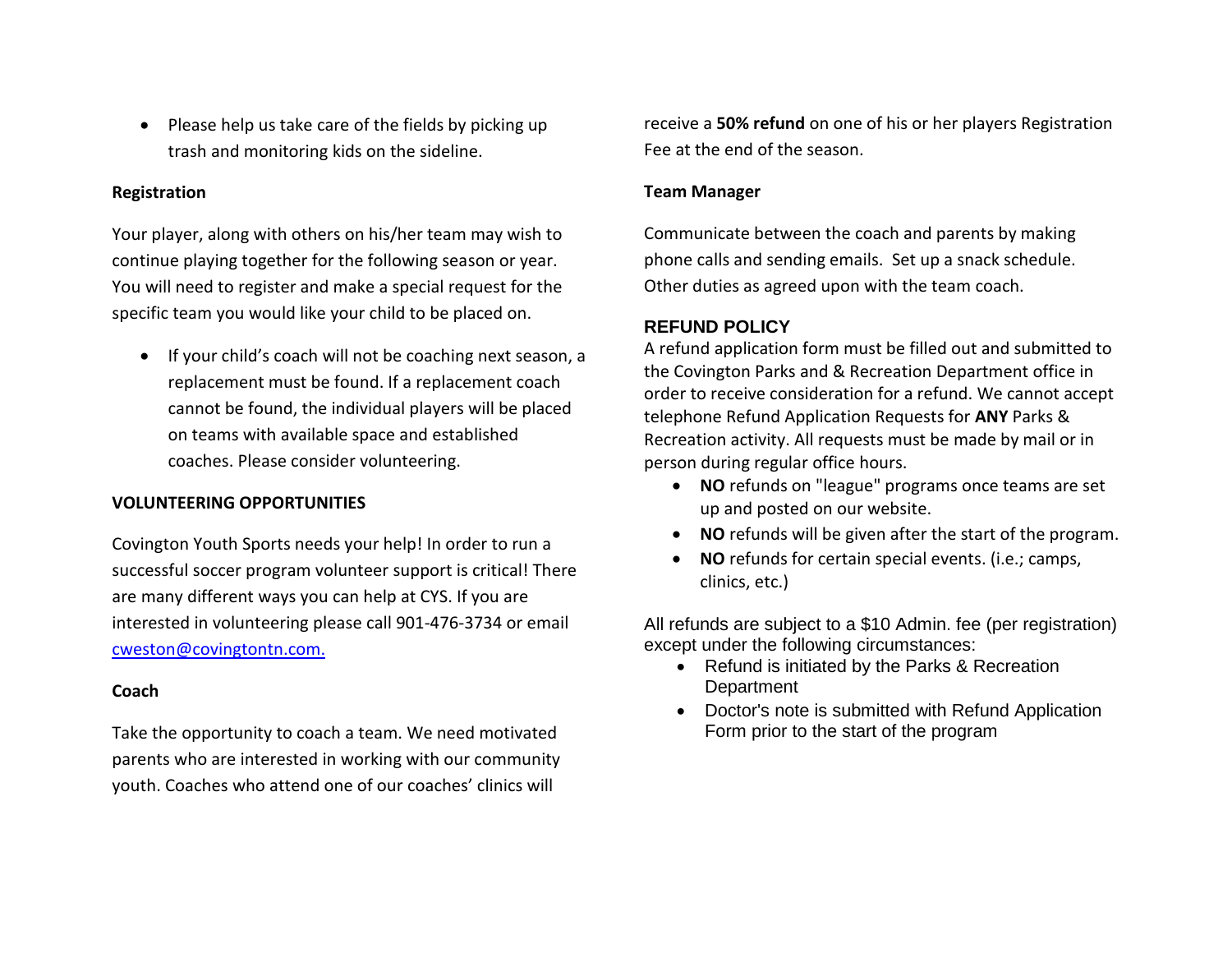- Please help us take care of the fields by picking up trash and monitoring kids on the sideline.

**Registration**

Your player, along with others on his/her team may wish to continue playing together for the following season or year. You will need to register and make a special request for the specific team you would like your child to be placed on.

- If your child's coach will not be coaching next season, a replacement must be found. If a replacement coach cannot be found, the individual players will be placed on teams with available space and established coaches. Please consider volunteering.

**VOLUNTEERING OPPORTUNITIES**

Covington Youth Sports needs your help! In order to run a successful soccer program volunteer support is critical! There are many different ways you can help at CYS. If you are interested in volunteering please call 901-476-3734 or email [cweston@covingtontn.com.](mailto:cweston@covingtontn.com)

**Coach**

Take the opportunity to coach a team. We need motivated parents who are interested in working with our community youth. Coaches who attend one of our coaches' clinics will receive a **50% refund** on one of his or her players Registration Fee at the end of the season.

**Team Manager**

Communicate between the coach and parents by making phone calls and sending emails. Set up a snack schedule. Other duties as agreed upon with the team coach.

## REFUND POLICY

A refund application form must be filled out and submitted to the Covington Parks and & Recreation Department office in order to receive consideration for a refund. We cannot accept telephone Refund Application Requests for **ANY** Parks & Recreation activity. All requests must be made by mail or in person during regular office hours.

- **NO** refunds on "league" programs once teams are set up and posted on our website.
- **NO** refunds will be given after the start of the program.
- **NO** refunds for certain special events. (i.e.; camps, clinics, etc.)

All refunds are subject to a $10 Admin. fee (per registration) except under the following circumstances:

- Refund is initiated by the Parks & Recreation Department
- Doctor's note is submitted with Refund Application Form prior to the start of the program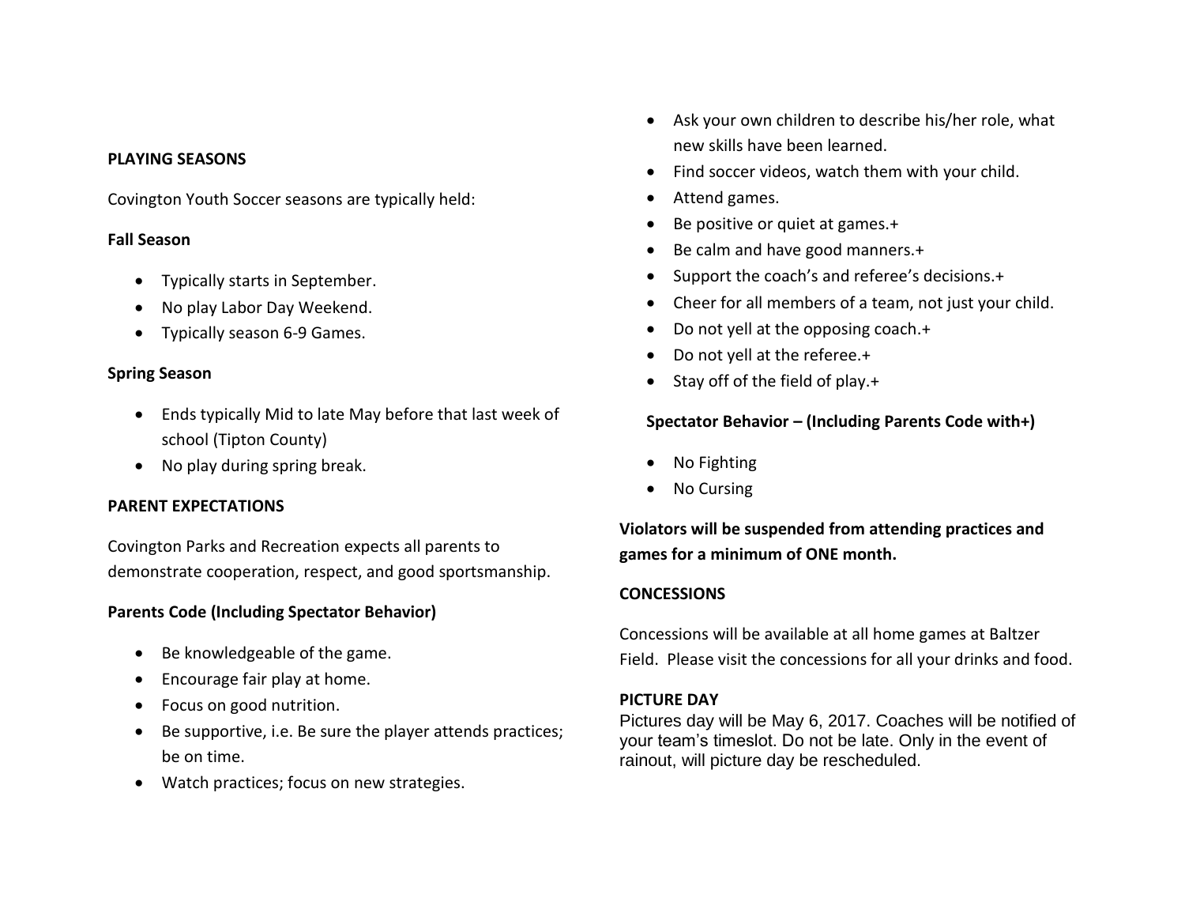## PLAYING SEASONS

Covington Youth Soccer seasons are typically held:

### Fall Season

- Typically starts in September.
- No play Labor Day Weekend.
- Typically season 6-9 Games.

### Spring Season

- Ends typically Mid to late May before that last week of school (Tipton County)
- No play during spring break.

## PARENT EXPECTATIONS

Covington Parks and Recreation expects all parents to demonstrate cooperation, respect, and good sportsmanship.

### Parents Code (Including Spectator Behavior)

- Be knowledgeable of the game.
- Encourage fair play at home.
- Focus on good nutrition.
- Be supportive, i.e. Be sure the player attends practices; be on time.
- Watch practices; focus on new strategies.
- Ask your own children to describe his/her role, what new skills have been learned.
- Find soccer videos, watch them with your child.
- Attend games.
- Be positive or quiet at games.+
- Be calm and have good manners.+
- Support the coach's and referee's decisions.+
- Cheer for all members of a team, not just your child.
- Do not yell at the opposing coach.+
- Do not yell at the referee.+
- Stay off of the field of play.+

### Spectator Behavior – (Including Parents Code with+)

- No Fighting
- No Cursing

**Violators will be suspended from attending practices and games for a minimum of ONE month.**

## CONCESSIONS

Concessions will be available at all home games at Baltzer Field. Please visit the concessions for all your drinks and food.

## PICTURE DAY

Pictures day will be May 6, 2017. Coaches will be notified of your team's timeslot. Do not be late. Only in the event of rainout, will picture day be rescheduled.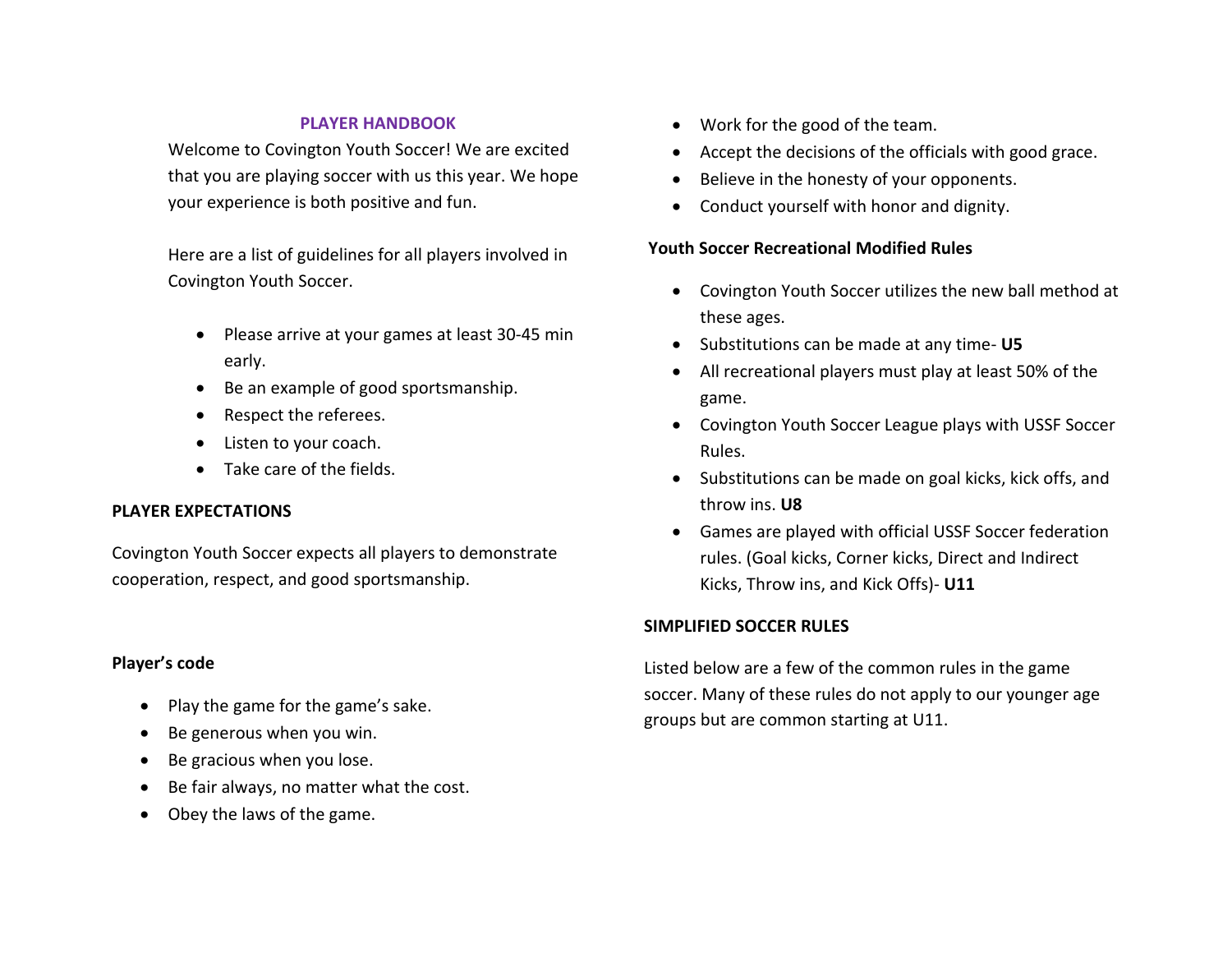## PLAYER HANDBOOK

Welcome to Covington Youth Soccer! We are excited that you are playing soccer with us this year. We hope your experience is both positive and fun.

Here are a list of guidelines for all players involved in Covington Youth Soccer.

- Please arrive at your games at least 30-45 min early.
- Be an example of good sportsmanship.
- Respect the referees.
- Listen to your coach.
- Take care of the fields.

**PLAYER EXPECTATIONS**

Covington Youth Soccer expects all players to demonstrate cooperation, respect, and good sportsmanship.

**Player's code**

- Play the game for the game's sake.
- Be generous when you win.
- Be gracious when you lose.
- Be fair always, no matter what the cost.
- Obey the laws of the game.
- Work for the good of the team.
- Accept the decisions of the officials with good grace.
- Believe in the honesty of your opponents.
- Conduct yourself with honor and dignity.

**Youth Soccer Recreational Modified Rules**

- Covington Youth Soccer utilizes the new ball method at these ages.
- Substitutions can be made at any time- **U5**
- All recreational players must play at least 50% of the game.
- Covington Youth Soccer League plays with USSF Soccer Rules.
- Substitutions can be made on goal kicks, kick offs, and throw ins. **U8**
- Games are played with official USSF Soccer federation rules. (Goal kicks, Corner kicks, Direct and Indirect Kicks, Throw ins, and Kick Offs)- **U11**

**SIMPLIFIED SOCCER RULES**

Listed below are a few of the common rules in the game soccer. Many of these rules do not apply to our younger age groups but are common starting at U11.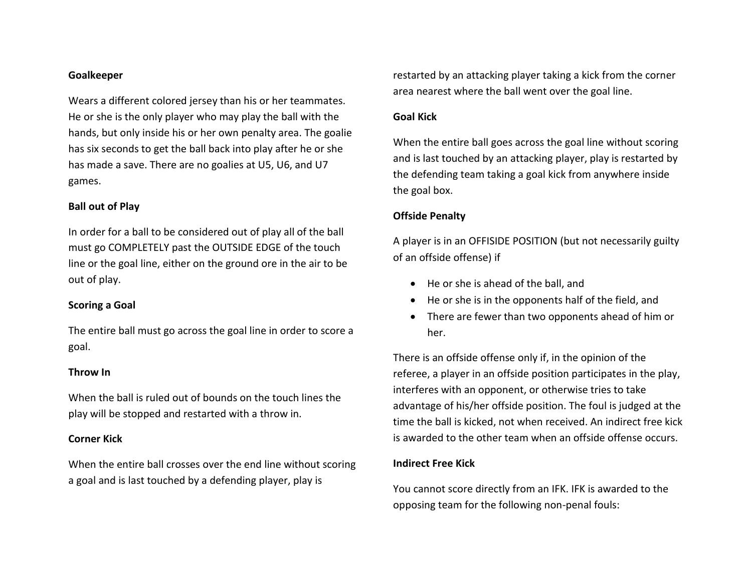**Goalkeeper**

Wears a different colored jersey than his or her teammates. He or she is the only player who may play the ball with the hands, but only inside his or her own penalty area. The goalie has six seconds to get the ball back into play after he or she has made a save. There are no goalies at U5, U6, and U7 games.

**Ball out of Play**

In order for a ball to be considered out of play all of the ball must go COMPLETELY past the OUTSIDE EDGE of the touch line or the goal line, either on the ground ore in the air to be out of play.

**Scoring a Goal**

The entire ball must go across the goal line in order to score a goal.

**Throw In**

When the ball is ruled out of bounds on the touch lines the play will be stopped and restarted with a throw in.

**Corner Kick**

When the entire ball crosses over the end line without scoring a goal and is last touched by a defending player, play is restarted by an attacking player taking a kick from the corner area nearest where the ball went over the goal line.

**Goal Kick**

When the entire ball goes across the goal line without scoring and is last touched by an attacking player, play is restarted by the defending team taking a goal kick from anywhere inside the goal box.

**Offside Penalty**

A player is in an OFFISIDE POSITION (but not necessarily guilty of an offside offense) if

- He or she is ahead of the ball, and
- He or she is in the opponents half of the field, and
- There are fewer than two opponents ahead of him or her.

There is an offside offense only if, in the opinion of the referee, a player in an offside position participates in the play, interferes with an opponent, or otherwise tries to take advantage of his/her offside position. The foul is judged at the time the ball is kicked, not when received. An indirect free kick is awarded to the other team when an offside offense occurs.

**Indirect Free Kick**

You cannot score directly from an IFK. IFK is awarded to the opposing team for the following non-penal fouls: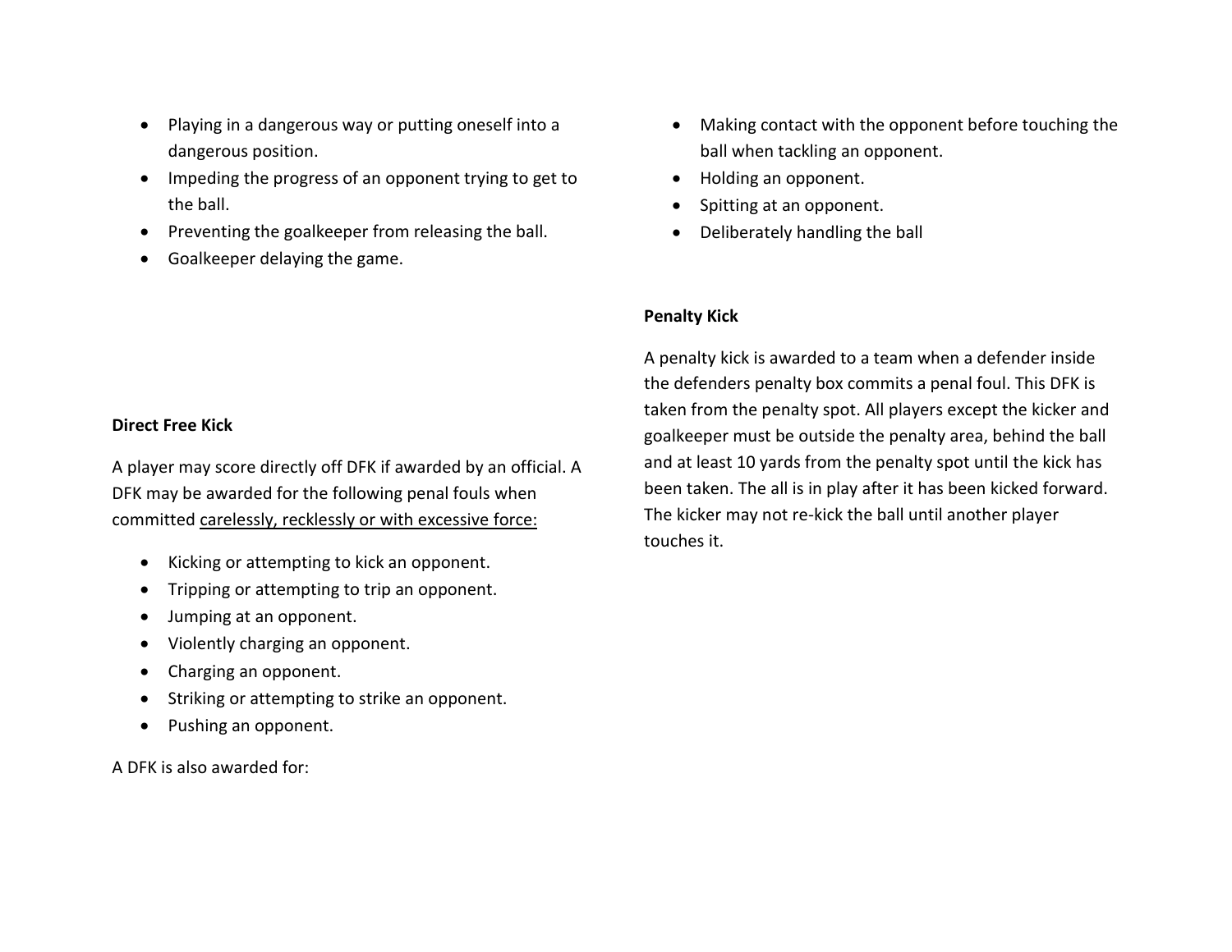- Playing in a dangerous way or putting oneself into a dangerous position.
- Impeding the progress of an opponent trying to get to the ball.
- Preventing the goalkeeper from releasing the ball.
- Goalkeeper delaying the game.

**Direct Free Kick**

A player may score directly off DFK if awarded by an official. A DFK may be awarded for the following penal fouls when committed carelessly, recklessly or with excessive force:

- Kicking or attempting to kick an opponent.
- Tripping or attempting to trip an opponent.
- Jumping at an opponent.
- Violently charging an opponent.
- Charging an opponent.
- Striking or attempting to strike an opponent.
- Pushing an opponent.

A DFK is also awarded for:

- Making contact with the opponent before touching the ball when tackling an opponent.
- Holding an opponent.
- Spitting at an opponent.
- Deliberately handling the ball

**Penalty Kick**

A penalty kick is awarded to a team when a defender inside the defenders penalty box commits a penal foul. This DFK is taken from the penalty spot. All players except the kicker and goalkeeper must be outside the penalty area, behind the ball and at least 10 yards from the penalty spot until the kick has been taken. The all is in play after it has been kicked forward. The kicker may not re-kick the ball until another player touches it.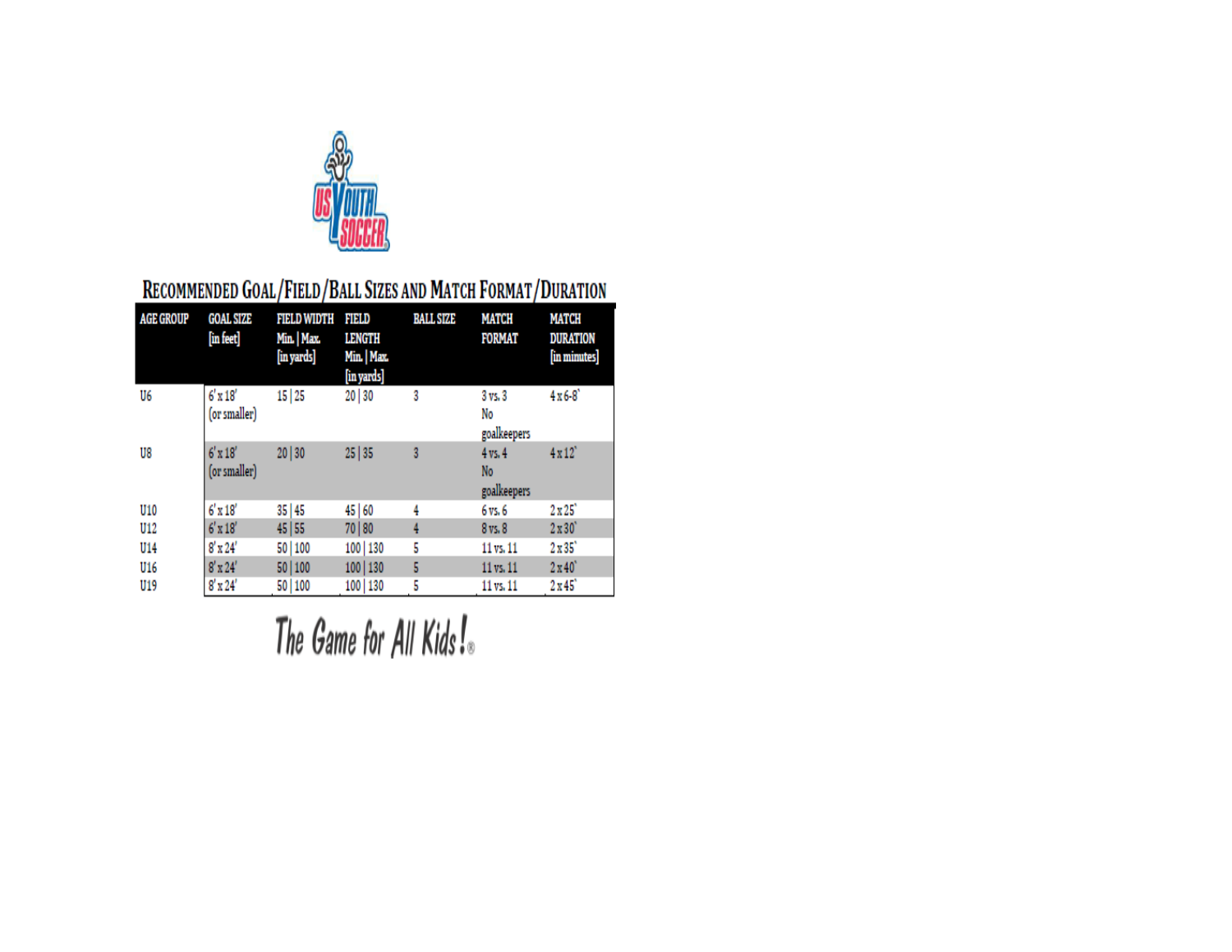US YOUTH SOCCER

## Recommended Goal/Field/Ball Sizes and Match Format/Duration

| AGE GROUP | GOAL SIZE [in feet] | FIELD WIDTH Min. \| Max. [in yards] | FIELD LENGTH Min. \| Max. [in yards] | BALL SIZE | MATCH FORMAT | MATCH DURATION [in minutes] |
|---|---|---|---|---|---|---|
| U6 | 6' x 18' (or smaller) | 15 \| 25 | 20 \| 30 | 3 | 3 vs. 3 No goalkeepers | 4 x 6-8' |
| U8 | 6' x 18' (or smaller) | 20 \| 30 | 25 \| 35 | 3 | 4 vs. 4 No goalkeepers | 4 x 12' |
| U10 | 6' x 18' | 35 \| 45 | 45 \| 60 | 4 | 6 vs. 6 | 2 x 25' |
| U12 | 6' x 18' | 45 \| 55 | 70 \| 80 | 4 | 8 vs. 8 | 2 x 30' |
| U14 | 8' x 24' | 50 \| 100 | 100 \| 130 | 5 | 11 vs. 11 | 2 x 35' |
| U16 | 8' x 24' | 50 \| 100 | 100 \| 130 | 5 | 11 vs. 11 | 2 x 40' |
| U19 | 8' x 24' | 50 \| 100 | 100 \| 130 | 5 | 11 vs. 11 | 2 x 45' |

*The Game for All Kids!®*